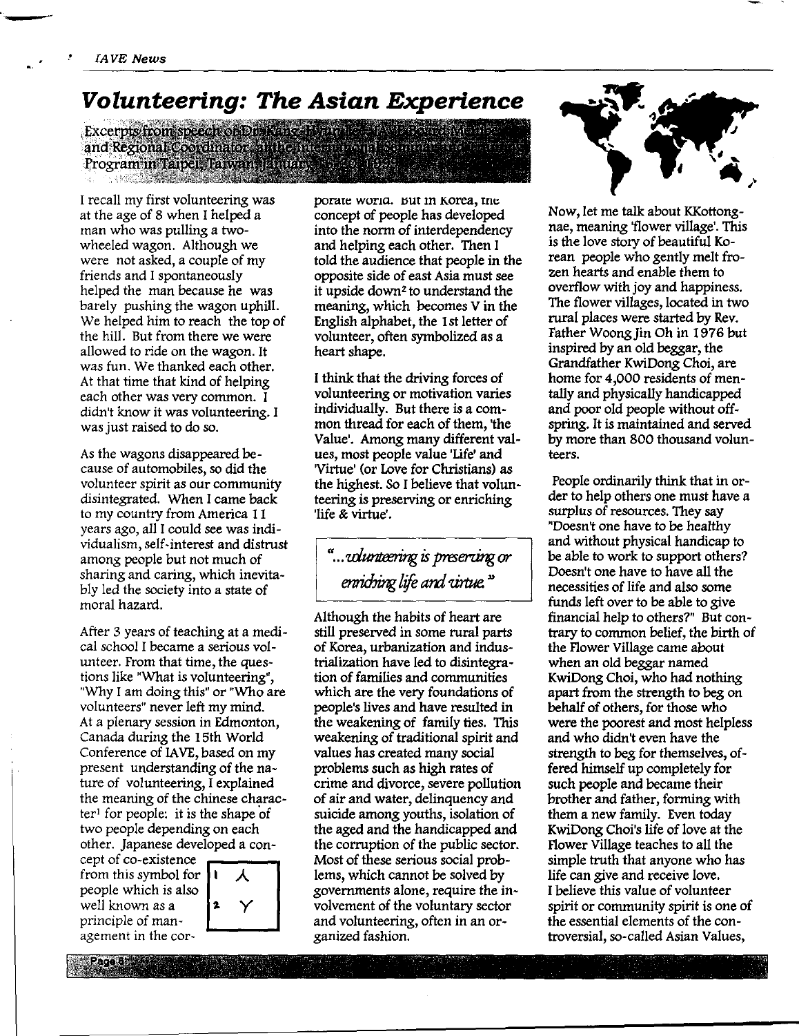# Volunteering: The Asian Experience

**Excerpts from speech of Dr. Kang-Hyun Lee, IAVE Board Member and Regional Coordinator, at the International Seminar and Training Program in Taipei, Taiwan, January 18-20, 1999**

I recall my first volunteering was at the age of 8 when I helped a man who was pulling a two-wheeled wagon. Although we were not asked, a couple of my friends and I spontaneously helped the man because he was barely pushing the wagon uphill. We helped him to reach the top of the hill. But from there we were allowed to ride on the wagon. It was fun. We thanked each other. At that time that kind of helping each other was very common. I didn't know it was volunteering. I was just raised to do so.

As the wagons disappeared because of automobiles, so did the volunteer spirit as our community disintegrated. When I came back to my country from America 11 years ago, all I could see was individualism, self-interest and distrust among people but not much of sharing and caring, which inevitably led the society into a state of moral hazard.

After 3 years of teaching at a medical school I became a serious volunteer. From that time, the questions like "What is volunteering", "Why I am doing this" or "Who are volunteers" never left my mind. At a plenary session in Edmonton, Canada during the 15th World Conference of IAVE, based on my present understanding of the nature of volunteering, I explained the meaning of the chinese character[1] for people: it is the shape of two people depending on each other. Japanese developed a concept of co-existence from this symbol for people which is also well known as a principle of management in the corporate world. But in Korea, the concept of people has developed into the norm of interdependency and helping each other. Then I told the audience that people in the opposite side of east Asia must see it upside down[2] to understand the meaning, which becomes V in the English alphabet, the 1st letter of volunteer, often symbolized as a heart shape.

| | |
|---|---|
| 1 | 人 |
| 2 | Y |

I think that the driving forces of volunteering or motivation varies individually. But there is a common thread for each of them, 'the Value'. Among many different values, most people value 'Life' and 'Virtue' (or Love for Christians) as the highest. So I believe that volunteering is preserving or enriching 'life & virtue'.

> *"...volunteering is preserving or enriching life and virtue."*

Although the habits of heart are still preserved in some rural parts of Korea, urbanization and industrialization have led to disintegration of families and communities which are the very foundations of people's lives and have resulted in the weakening of family ties. This weakening of traditional spirit and values has created many social problems such as high rates of crime and divorce, severe pollution of air and water, delinquency and suicide among youths, isolation of the aged and the handicapped and the corruption of the public sector. Most of these serious social problems, which cannot be solved by governments alone, require the involvement of the voluntary sector and volunteering, often in an organized fashion.

Now, let me talk about KKottongnae, meaning 'flower village'. This is the love story of beautiful Korean people who gently melt frozen hearts and enable them to overflow with joy and happiness. The flower villages, located in two rural places were started by Rev. Father Woong Jin Oh in 1976 but inspired by an old beggar, the Grandfather KwiDong Choi, are home for 4,000 residents of mentally and physically handicapped and poor old people without offspring. It is maintained and served by more than 800 thousand volunteers.

People ordinarily think that in order to help others one must have a surplus of resources. They say "Doesn't one have to be healthy and without physical handicap to be able to work to support others? Doesn't one have to have all the necessities of life and also some funds left over to be able to give financial help to others?" But contrary to common belief, the birth of the Flower Village came about when an old beggar named KwiDong Choi, who had nothing apart from the strength to beg on behalf of others, for those who were the poorest and most helpless and who didn't even have the strength to beg for themselves, offered himself up completely for such people and became their brother and father, forming with them a new family. Even today KwiDong Choi's life of love at the Flower Village teaches to all the simple truth that anyone who has life can give and receive love.

I believe this value of volunteer spirit or community spirit is one of the essential elements of the controversial, so-called Asian Values,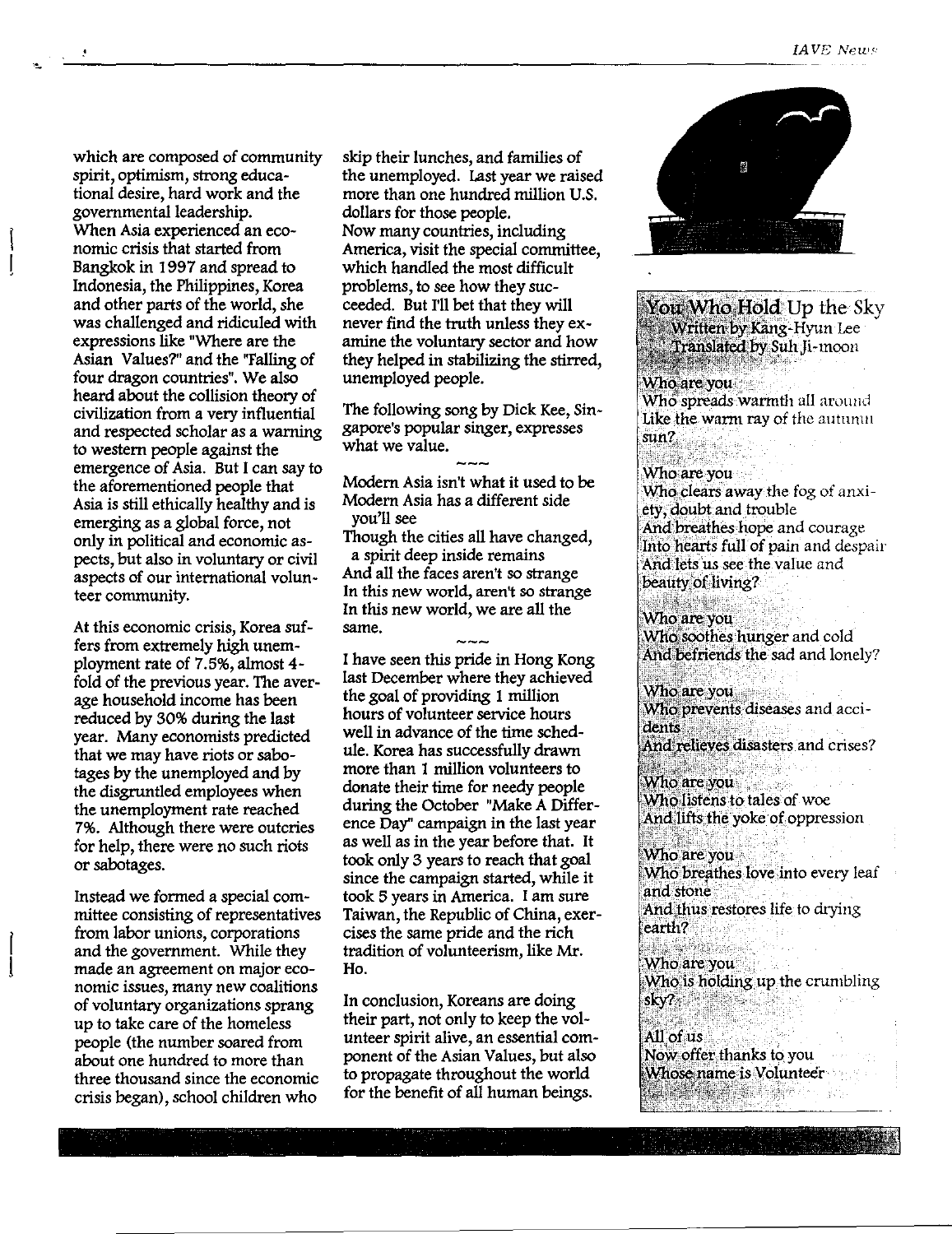which are composed of community spirit, optimism, strong educational desire, hard work and the governmental leadership.
When Asia experienced an economic crisis that started from Bangkok in 1997 and spread to Indonesia, the Philippines, Korea and other parts of the world, she was challenged and ridiculed with expressions like "Where are the Asian Values?" and the "Falling of four dragon countries". We also heard about the collision theory of civilization from a very influential and respected scholar as a warning to western people against the emergence of Asia. But I can say to the aforementioned people that Asia is still ethically healthy and is emerging as a global force, not only in political and economic aspects, but also in voluntary or civil aspects of our international volunteer community.

At this economic crisis, Korea suffers from extremely high unemployment rate of 7.5%, almost 4-fold of the previous year. The average household income has been reduced by 30% during the last year. Many economists predicted that we may have riots or sabotages by the unemployed and by the disgruntled employees when the unemployment rate reached 7%. Although there were outcries for help, there were no such riots or sabotages.

Instead we formed a special committee consisting of representatives from labor unions, corporations and the government. While they made an agreement on major economic issues, many new coalitions of voluntary organizations sprang up to take care of the homeless people (the number soared from about one hundred to more than three thousand since the economic crisis began), school children who skip their lunches, and families of the unemployed. Last year we raised more than one hundred million U.S. dollars for those people.
Now many countries, including America, visit the special committee, which handled the most difficult problems, to see how they succeeded. But I'll bet that they will never find the truth unless they examine the voluntary sector and how they helped in stabilizing the stirred, unemployed people.

The following song by Dick Kee, Singapore's popular singer, expresses what we value.

~~~

Modern Asia isn't what it used to be
Modern Asia has a different side you'll see
Though the cities all have changed, a spirit deep inside remains
And all the faces aren't so strange
In this new world, aren't so strange
In this new world, we are all the same.

~~~

I have seen this pride in Hong Kong last December where they achieved the goal of providing 1 million hours of volunteer service hours well in advance of the time schedule. Korea has successfully drawn more than 1 million volunteers to donate their time for needy people during the October "Make A Difference Day" campaign in the last year as well as in the year before that. It took only 3 years to reach that goal since the campaign started, while it took 5 years in America. I am sure Taiwan, the Republic of China, exercises the same pride and the rich tradition of volunteerism, like Mr. Ho.

In conclusion, Koreans are doing their part, not only to keep the volunteer spirit alive, an essential component of the Asian Values, but also to propagate throughout the world for the benefit of all human beings.

## You Who Hold Up the Sky

Written by Kang-Hyun Lee
Translated by Suh Ji-moon

Who are you
Who spreads warmth all around
Like the warm ray of the autumn sun?

Who are you
Who clears away the fog of anxiety, doubt and trouble
And breathes hope and courage
Into hearts full of pain and despair
And lets us see the value and beauty of living?

Who are you
Who soothes hunger and cold
And befriends the sad and lonely?

Who are you
Who prevents diseases and accidents
And relieves disasters and crises?

Who are you
Who listens to tales of woe
And lifts the yoke of oppression

Who are you
Who breathes love into every leaf and stone
And thus restores life to drying earth?

Who are you
Who is holding up the crumbling sky?

All of us
Now offer thanks to you
Whose name is Volunteer